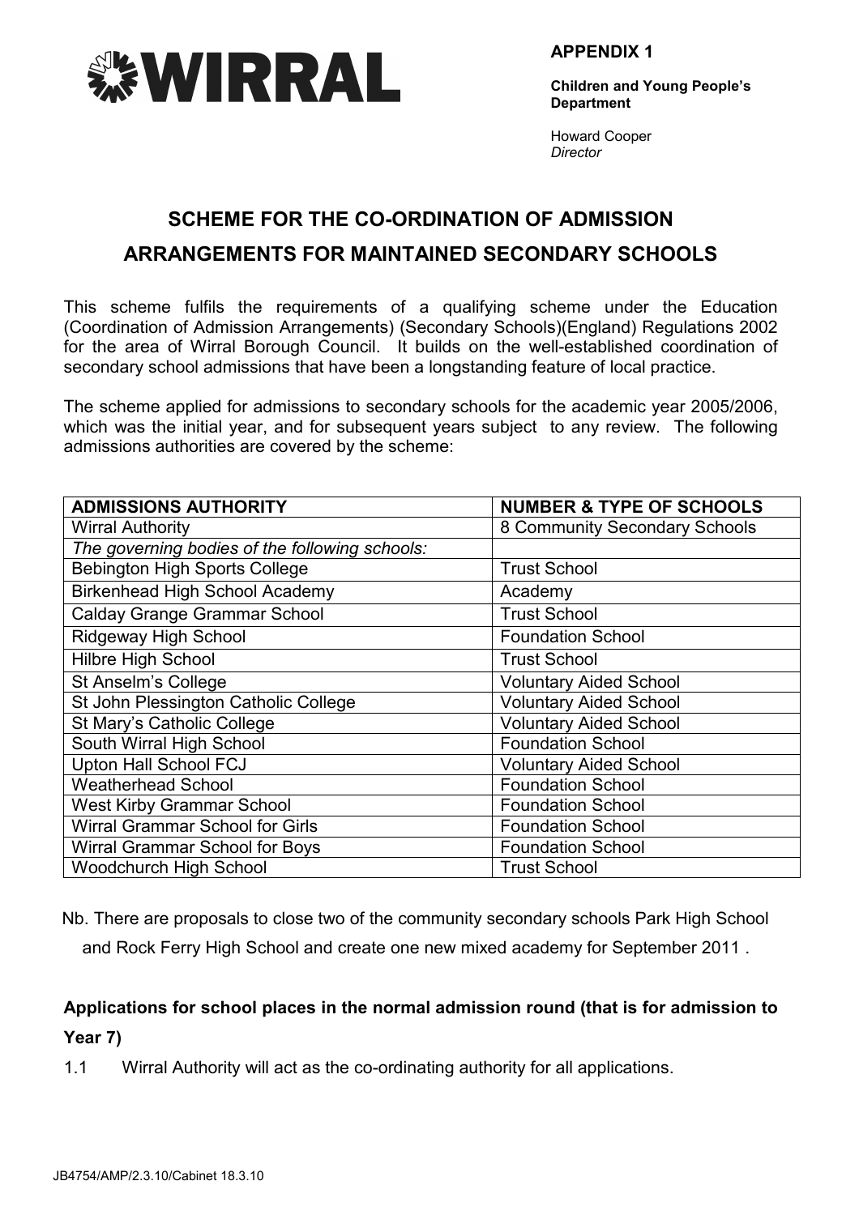**WIRRAL**

**APPENDIX 1**

**Children and Young People's Department**

Howard Cooper
*Director*

# SCHEME FOR THE CO-ORDINATION OF ADMISSION ARRANGEMENTS FOR MAINTAINED SECONDARY SCHOOLS

This scheme fulfils the requirements of a qualifying scheme under the Education (Coordination of Admission Arrangements) (Secondary Schools)(England) Regulations 2002 for the area of Wirral Borough Council. It builds on the well-established coordination of secondary school admissions that have been a longstanding feature of local practice.

The scheme applied for admissions to secondary schools for the academic year 2005/2006, which was the initial year, and for subsequent years subject to any review. The following admissions authorities are covered by the scheme:

| ADMISSIONS AUTHORITY | NUMBER & TYPE OF SCHOOLS |
|---|---|
| Wirral Authority | 8 Community Secondary Schools |
| *The governing bodies of the following schools:* | |
| Bebington High Sports College | Trust School |
| Birkenhead High School Academy | Academy |
| Calday Grange Grammar School | Trust School |
| Ridgeway High School | Foundation School |
| Hilbre High School | Trust School |
| St Anselm's College | Voluntary Aided School |
| St John Plessington Catholic College | Voluntary Aided School |
| St Mary's Catholic College | Voluntary Aided School |
| South Wirral High School | Foundation School |
| Upton Hall School FCJ | Voluntary Aided School |
| Weatherhead School | Foundation School |
| West Kirby Grammar School | Foundation School |
| Wirral Grammar School for Girls | Foundation School |
| Wirral Grammar School for Boys | Foundation School |
| Woodchurch High School | Trust School |

Nb. There are proposals to close two of the community secondary schools Park High School and Rock Ferry High School and create one new mixed academy for September 2011 .

**Applications for school places in the normal admission round (that is for admission to Year 7)**

1.1 Wirral Authority will act as the co-ordinating authority for all applications.

JB4754/AMP/2.3.10/Cabinet 18.3.10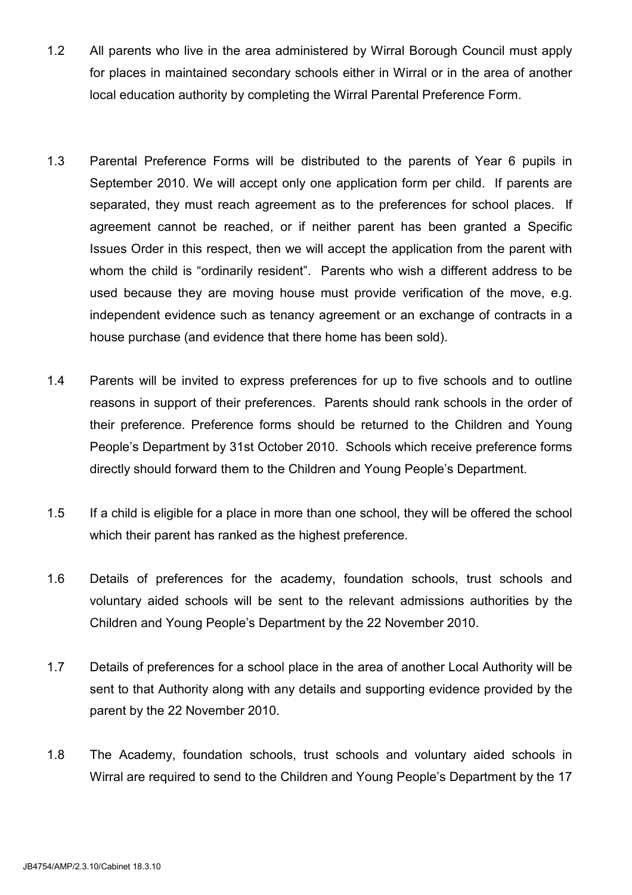1.2 All parents who live in the area administered by Wirral Borough Council must apply for places in maintained secondary schools either in Wirral or in the area of another local education authority by completing the Wirral Parental Preference Form.

1.3 Parental Preference Forms will be distributed to the parents of Year 6 pupils in September 2010. We will accept only one application form per child. If parents are separated, they must reach agreement as to the preferences for school places. If agreement cannot be reached, or if neither parent has been granted a Specific Issues Order in this respect, then we will accept the application from the parent with whom the child is "ordinarily resident". Parents who wish a different address to be used because they are moving house must provide verification of the move, e.g. independent evidence such as tenancy agreement or an exchange of contracts in a house purchase (and evidence that there home has been sold).

1.4 Parents will be invited to express preferences for up to five schools and to outline reasons in support of their preferences. Parents should rank schools in the order of their preference. Preference forms should be returned to the Children and Young People's Department by 31st October 2010. Schools which receive preference forms directly should forward them to the Children and Young People's Department.

1.5 If a child is eligible for a place in more than one school, they will be offered the school which their parent has ranked as the highest preference.

1.6 Details of preferences for the academy, foundation schools, trust schools and voluntary aided schools will be sent to the relevant admissions authorities by the Children and Young People's Department by the 22 November 2010.

1.7 Details of preferences for a school place in the area of another Local Authority will be sent to that Authority along with any details and supporting evidence provided by the parent by the 22 November 2010.

1.8 The Academy, foundation schools, trust schools and voluntary aided schools in Wirral are required to send to the Children and Young People's Department by the 17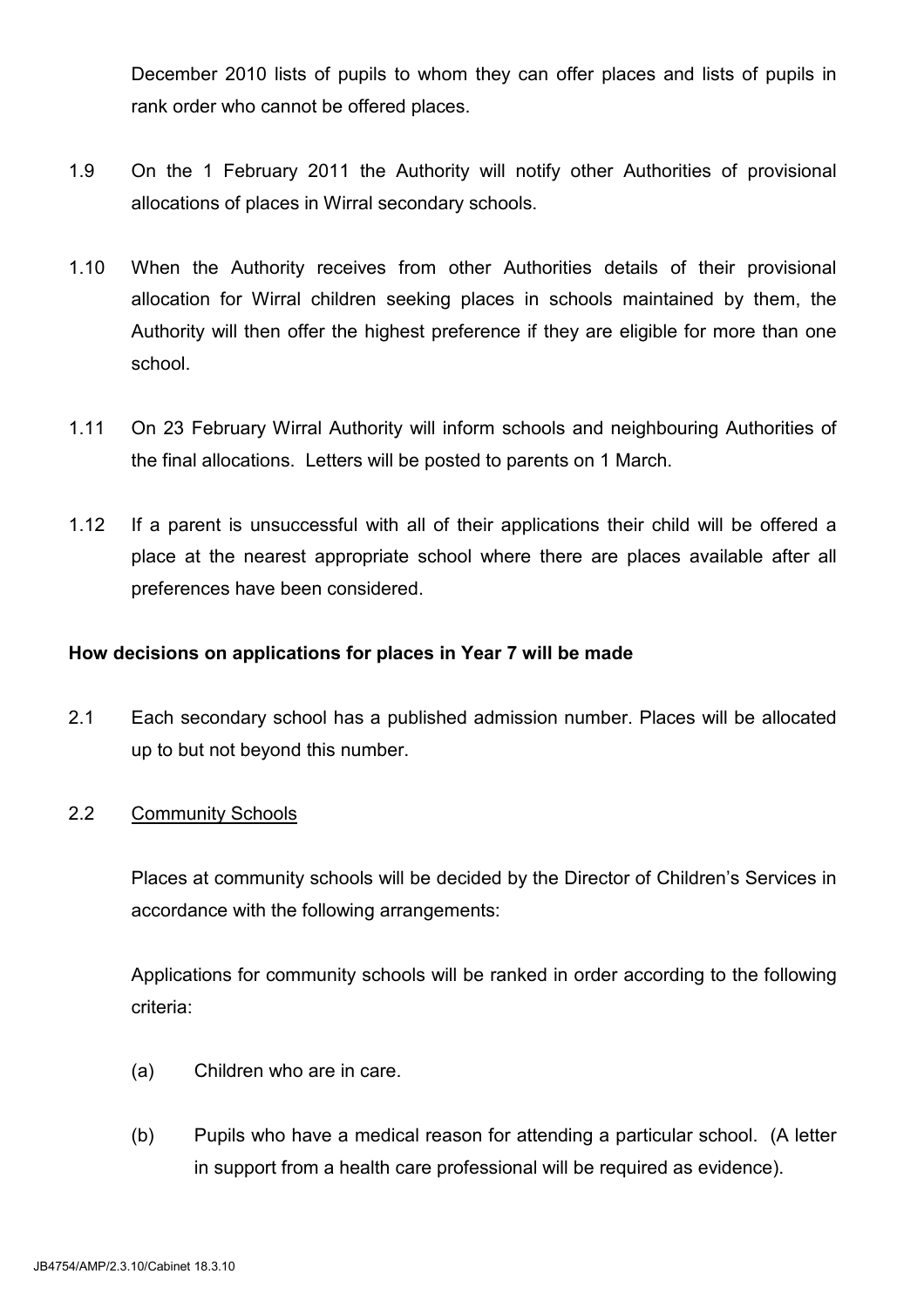December 2010 lists of pupils to whom they can offer places and lists of pupils in rank order who cannot be offered places.

1.9 On the 1 February 2011 the Authority will notify other Authorities of provisional allocations of places in Wirral secondary schools.

1.10 When the Authority receives from other Authorities details of their provisional allocation for Wirral children seeking places in schools maintained by them, the Authority will then offer the highest preference if they are eligible for more than one school.

1.11 On 23 February Wirral Authority will inform schools and neighbouring Authorities of the final allocations. Letters will be posted to parents on 1 March.

1.12 If a parent is unsuccessful with all of their applications their child will be offered a place at the nearest appropriate school where there are places available after all preferences have been considered.

**How decisions on applications for places in Year 7 will be made**

2.1 Each secondary school has a published admission number. Places will be allocated up to but not beyond this number.

2.2 Community Schools

Places at community schools will be decided by the Director of Children's Services in accordance with the following arrangements:

Applications for community schools will be ranked in order according to the following criteria:

(a) Children who are in care.

(b) Pupils who have a medical reason for attending a particular school. (A letter in support from a health care professional will be required as evidence).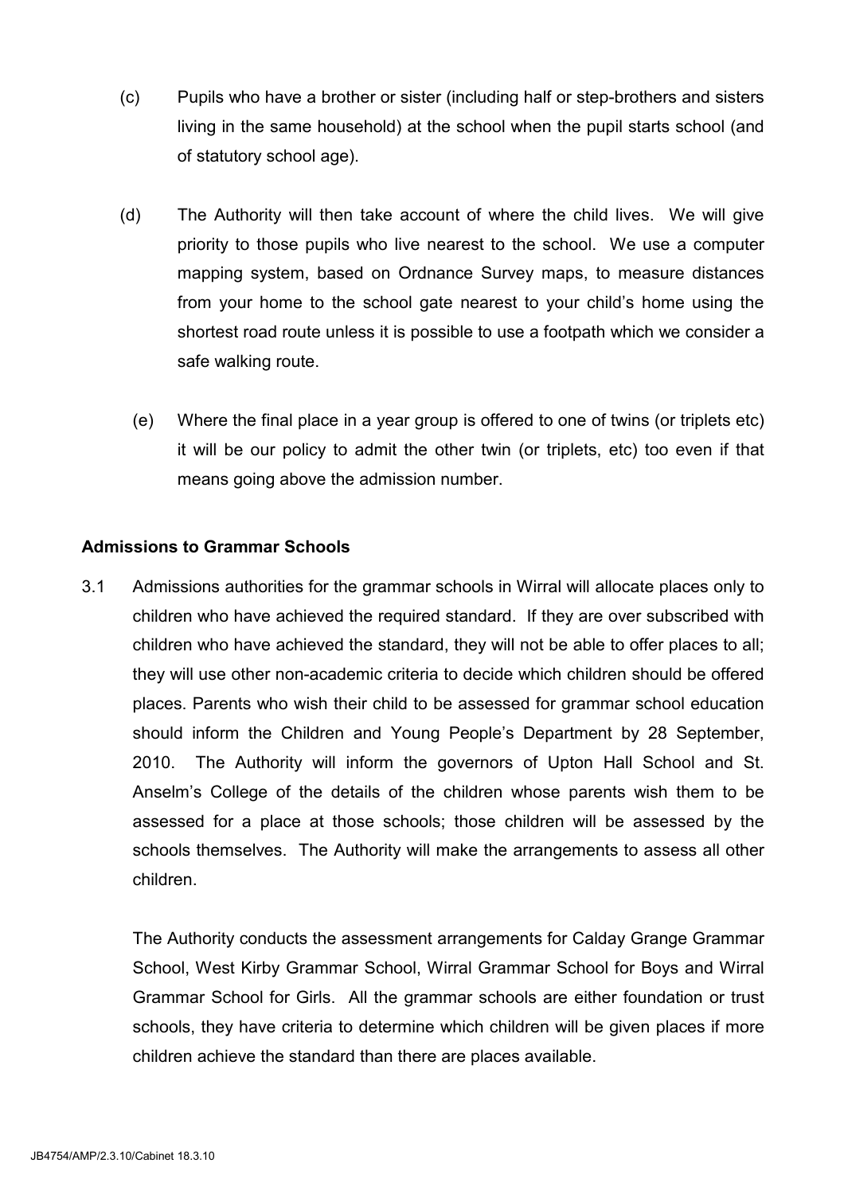(c) Pupils who have a brother or sister (including half or step-brothers and sisters living in the same household) at the school when the pupil starts school (and of statutory school age).

(d) The Authority will then take account of where the child lives. We will give priority to those pupils who live nearest to the school. We use a computer mapping system, based on Ordnance Survey maps, to measure distances from your home to the school gate nearest to your child's home using the shortest road route unless it is possible to use a footpath which we consider a safe walking route.

(e) Where the final place in a year group is offered to one of twins (or triplets etc) it will be our policy to admit the other twin (or triplets, etc) too even if that means going above the admission number.

**Admissions to Grammar Schools**

3.1 Admissions authorities for the grammar schools in Wirral will allocate places only to children who have achieved the required standard. If they are over subscribed with children who have achieved the standard, they will not be able to offer places to all; they will use other non-academic criteria to decide which children should be offered places. Parents who wish their child to be assessed for grammar school education should inform the Children and Young People's Department by 28 September, 2010. The Authority will inform the governors of Upton Hall School and St. Anselm's College of the details of the children whose parents wish them to be assessed for a place at those schools; those children will be assessed by the schools themselves. The Authority will make the arrangements to assess all other children.

The Authority conducts the assessment arrangements for Calday Grange Grammar School, West Kirby Grammar School, Wirral Grammar School for Boys and Wirral Grammar School for Girls. All the grammar schools are either foundation or trust schools, they have criteria to determine which children will be given places if more children achieve the standard than there are places available.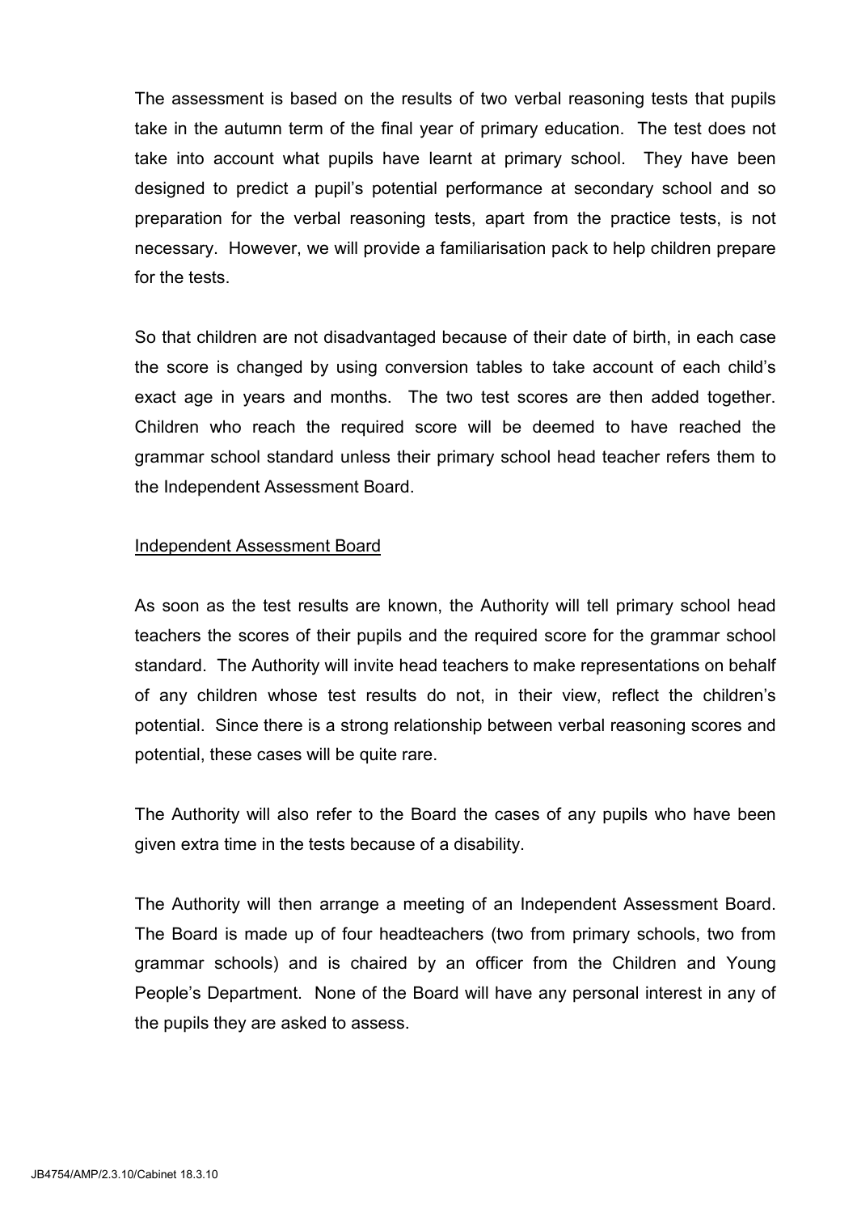The assessment is based on the results of two verbal reasoning tests that pupils take in the autumn term of the final year of primary education. The test does not take into account what pupils have learnt at primary school. They have been designed to predict a pupil's potential performance at secondary school and so preparation for the verbal reasoning tests, apart from the practice tests, is not necessary. However, we will provide a familiarisation pack to help children prepare for the tests.

So that children are not disadvantaged because of their date of birth, in each case the score is changed by using conversion tables to take account of each child's exact age in years and months. The two test scores are then added together. Children who reach the required score will be deemed to have reached the grammar school standard unless their primary school head teacher refers them to the Independent Assessment Board.

<u>Independent Assessment Board</u>

As soon as the test results are known, the Authority will tell primary school head teachers the scores of their pupils and the required score for the grammar school standard. The Authority will invite head teachers to make representations on behalf of any children whose test results do not, in their view, reflect the children's potential. Since there is a strong relationship between verbal reasoning scores and potential, these cases will be quite rare.

The Authority will also refer to the Board the cases of any pupils who have been given extra time in the tests because of a disability.

The Authority will then arrange a meeting of an Independent Assessment Board. The Board is made up of four headteachers (two from primary schools, two from grammar schools) and is chaired by an officer from the Children and Young People's Department. None of the Board will have any personal interest in any of the pupils they are asked to assess.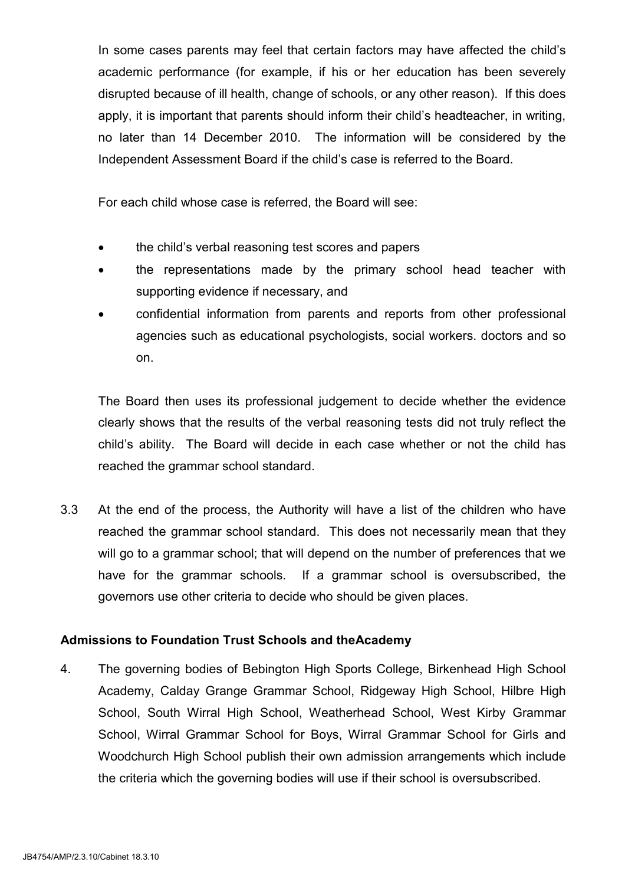In some cases parents may feel that certain factors may have affected the child's academic performance (for example, if his or her education has been severely disrupted because of ill health, change of schools, or any other reason). If this does apply, it is important that parents should inform their child's headteacher, in writing, no later than 14 December 2010. The information will be considered by the Independent Assessment Board if the child's case is referred to the Board.

For each child whose case is referred, the Board will see:

- the child's verbal reasoning test scores and papers
- the representations made by the primary school head teacher with supporting evidence if necessary, and
- confidential information from parents and reports from other professional agencies such as educational psychologists, social workers. doctors and so on.

The Board then uses its professional judgement to decide whether the evidence clearly shows that the results of the verbal reasoning tests did not truly reflect the child's ability. The Board will decide in each case whether or not the child has reached the grammar school standard.

3.3 At the end of the process, the Authority will have a list of the children who have reached the grammar school standard. This does not necessarily mean that they will go to a grammar school; that will depend on the number of preferences that we have for the grammar schools. If a grammar school is oversubscribed, the governors use other criteria to decide who should be given places.

**Admissions to Foundation Trust Schools and theAcademy**

4. The governing bodies of Bebington High Sports College, Birkenhead High School Academy, Calday Grange Grammar School, Ridgeway High School, Hilbre High School, South Wirral High School, Weatherhead School, West Kirby Grammar School, Wirral Grammar School for Boys, Wirral Grammar School for Girls and Woodchurch High School publish their own admission arrangements which include the criteria which the governing bodies will use if their school is oversubscribed.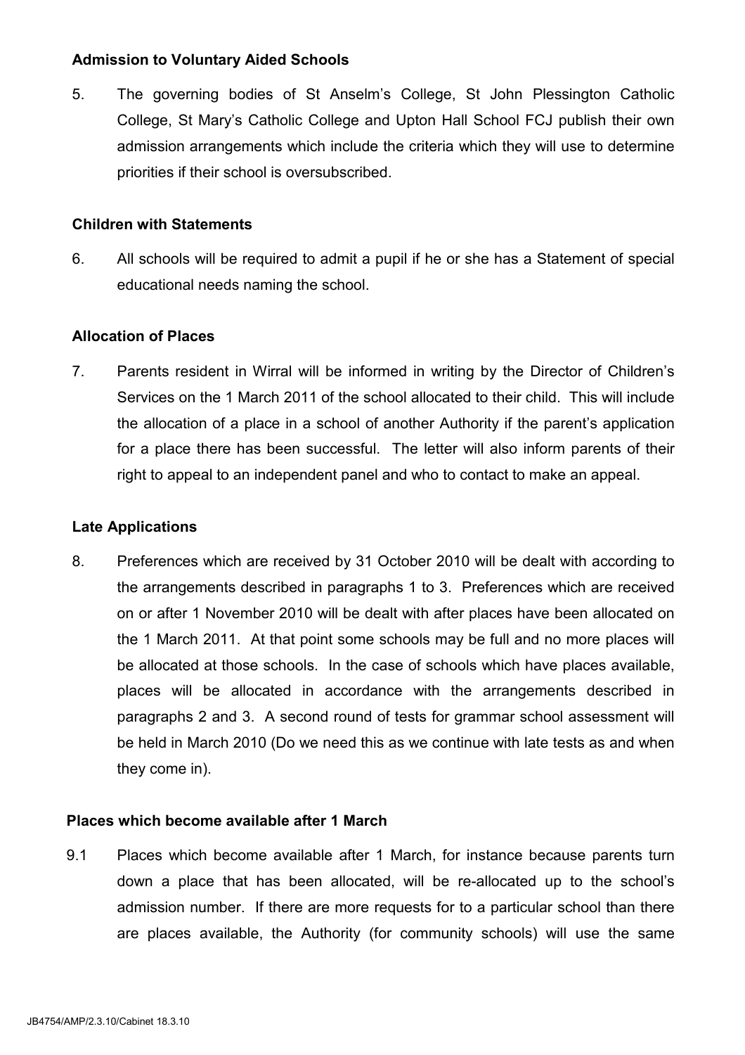**Admission to Voluntary Aided Schools**

5. The governing bodies of St Anselm's College, St John Plessington Catholic College, St Mary's Catholic College and Upton Hall School FCJ publish their own admission arrangements which include the criteria which they will use to determine priorities if their school is oversubscribed.

**Children with Statements**

6. All schools will be required to admit a pupil if he or she has a Statement of special educational needs naming the school.

**Allocation of Places**

7. Parents resident in Wirral will be informed in writing by the Director of Children's Services on the 1 March 2011 of the school allocated to their child. This will include the allocation of a place in a school of another Authority if the parent's application for a place there has been successful. The letter will also inform parents of their right to appeal to an independent panel and who to contact to make an appeal.

**Late Applications**

8. Preferences which are received by 31 October 2010 will be dealt with according to the arrangements described in paragraphs 1 to 3. Preferences which are received on or after 1 November 2010 will be dealt with after places have been allocated on the 1 March 2011. At that point some schools may be full and no more places will be allocated at those schools. In the case of schools which have places available, places will be allocated in accordance with the arrangements described in paragraphs 2 and 3. A second round of tests for grammar school assessment will be held in March 2010 (Do we need this as we continue with late tests as and when they come in).

**Places which become available after 1 March**

9.1 Places which become available after 1 March, for instance because parents turn down a place that has been allocated, will be re-allocated up to the school's admission number. If there are more requests for to a particular school than there are places available, the Authority (for community schools) will use the same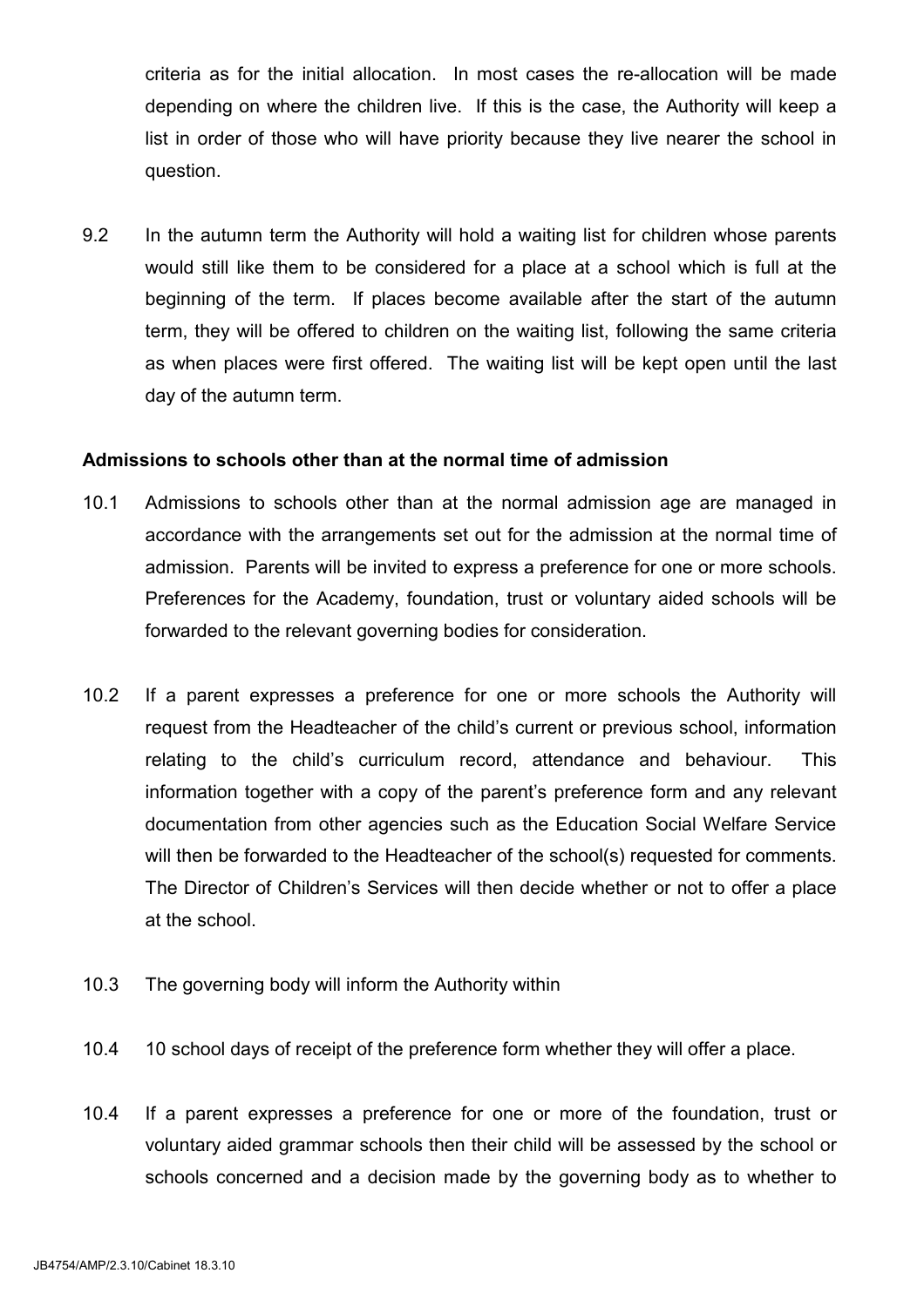criteria as for the initial allocation. In most cases the re-allocation will be made depending on where the children live. If this is the case, the Authority will keep a list in order of those who will have priority because they live nearer the school in question.

9.2 In the autumn term the Authority will hold a waiting list for children whose parents would still like them to be considered for a place at a school which is full at the beginning of the term. If places become available after the start of the autumn term, they will be offered to children on the waiting list, following the same criteria as when places were first offered. The waiting list will be kept open until the last day of the autumn term.

**Admissions to schools other than at the normal time of admission**

10.1 Admissions to schools other than at the normal admission age are managed in accordance with the arrangements set out for the admission at the normal time of admission. Parents will be invited to express a preference for one or more schools. Preferences for the Academy, foundation, trust or voluntary aided schools will be forwarded to the relevant governing bodies for consideration.

10.2 If a parent expresses a preference for one or more schools the Authority will request from the Headteacher of the child's current or previous school, information relating to the child's curriculum record, attendance and behaviour. This information together with a copy of the parent's preference form and any relevant documentation from other agencies such as the Education Social Welfare Service will then be forwarded to the Headteacher of the school(s) requested for comments. The Director of Children's Services will then decide whether or not to offer a place at the school.

10.3 The governing body will inform the Authority within

10.4 10 school days of receipt of the preference form whether they will offer a place.

10.4 If a parent expresses a preference for one or more of the foundation, trust or voluntary aided grammar schools then their child will be assessed by the school or schools concerned and a decision made by the governing body as to whether to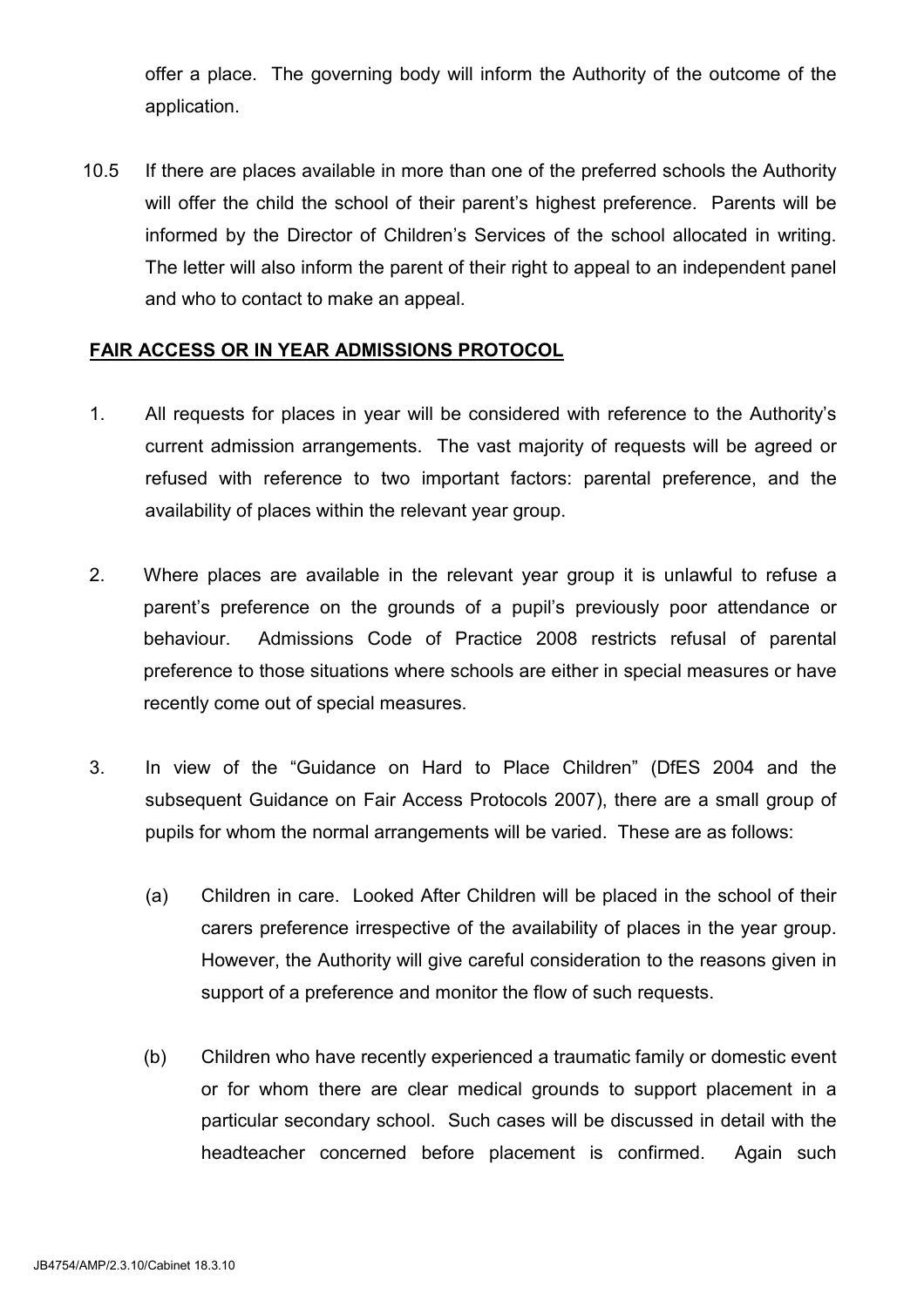offer a place. The governing body will inform the Authority of the outcome of the application.

10.5 If there are places available in more than one of the preferred schools the Authority will offer the child the school of their parent's highest preference. Parents will be informed by the Director of Children's Services of the school allocated in writing. The letter will also inform the parent of their right to appeal to an independent panel and who to contact to make an appeal.

**FAIR ACCESS OR IN YEAR ADMISSIONS PROTOCOL**

1. All requests for places in year will be considered with reference to the Authority's current admission arrangements. The vast majority of requests will be agreed or refused with reference to two important factors: parental preference, and the availability of places within the relevant year group.

2. Where places are available in the relevant year group it is unlawful to refuse a parent's preference on the grounds of a pupil's previously poor attendance or behaviour. Admissions Code of Practice 2008 restricts refusal of parental preference to those situations where schools are either in special measures or have recently come out of special measures.

3. In view of the "Guidance on Hard to Place Children" (DfES 2004 and the subsequent Guidance on Fair Access Protocols 2007), there are a small group of pupils for whom the normal arrangements will be varied. These are as follows:

   (a) Children in care. Looked After Children will be placed in the school of their carers preference irrespective of the availability of places in the year group. However, the Authority will give careful consideration to the reasons given in support of a preference and monitor the flow of such requests.

   (b) Children who have recently experienced a traumatic family or domestic event or for whom there are clear medical grounds to support placement in a particular secondary school. Such cases will be discussed in detail with the headteacher concerned before placement is confirmed. Again such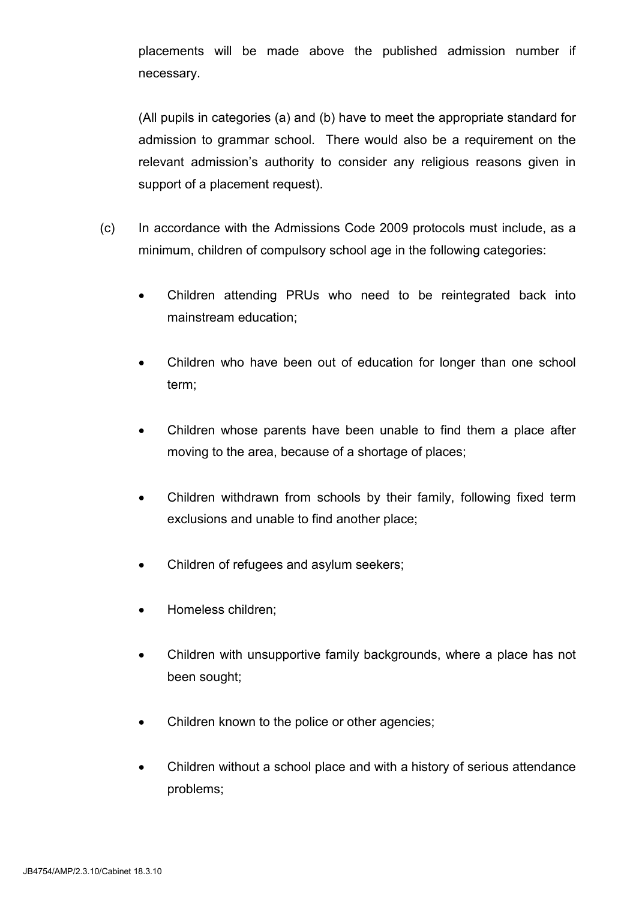placements will be made above the published admission number if necessary.

(All pupils in categories (a) and (b) have to meet the appropriate standard for admission to grammar school. There would also be a requirement on the relevant admission's authority to consider any religious reasons given in support of a placement request).

(c) In accordance with the Admissions Code 2009 protocols must include, as a minimum, children of compulsory school age in the following categories:

- Children attending PRUs who need to be reintegrated back into mainstream education;
- Children who have been out of education for longer than one school term;
- Children whose parents have been unable to find them a place after moving to the area, because of a shortage of places;
- Children withdrawn from schools by their family, following fixed term exclusions and unable to find another place;
- Children of refugees and asylum seekers;
- Homeless children;
- Children with unsupportive family backgrounds, where a place has not been sought;
- Children known to the police or other agencies;
- Children without a school place and with a history of serious attendance problems;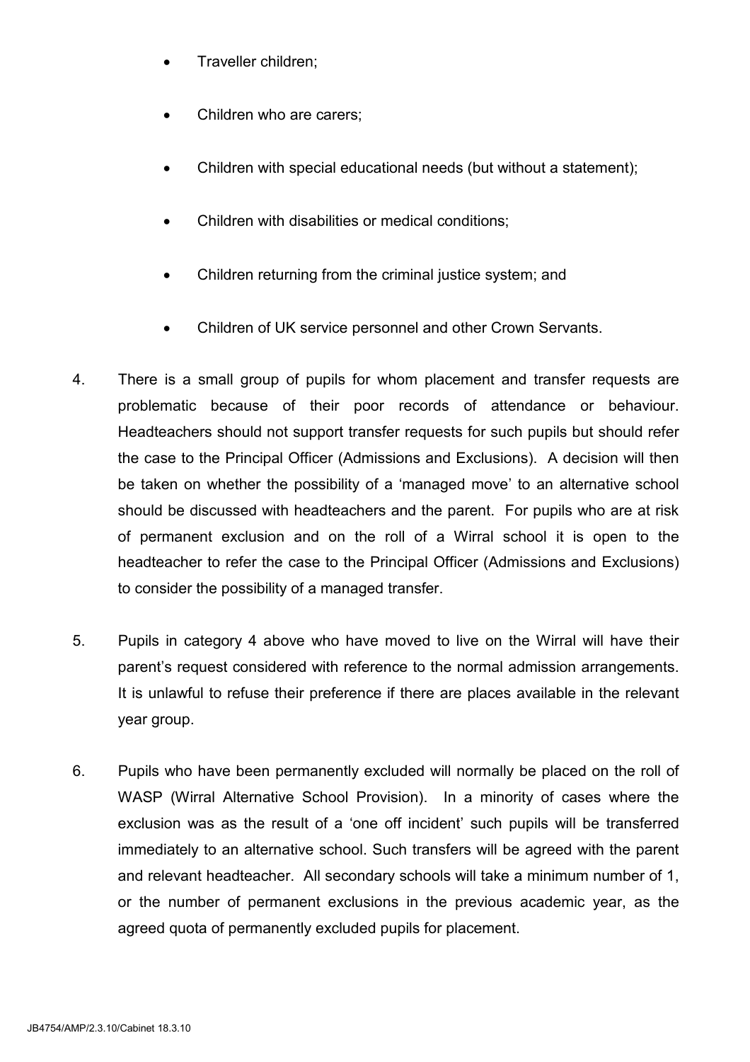- Traveller children;
- Children who are carers;
- Children with special educational needs (but without a statement);
- Children with disabilities or medical conditions;
- Children returning from the criminal justice system; and
- Children of UK service personnel and other Crown Servants.

4. There is a small group of pupils for whom placement and transfer requests are problematic because of their poor records of attendance or behaviour. Headteachers should not support transfer requests for such pupils but should refer the case to the Principal Officer (Admissions and Exclusions). A decision will then be taken on whether the possibility of a 'managed move' to an alternative school should be discussed with headteachers and the parent. For pupils who are at risk of permanent exclusion and on the roll of a Wirral school it is open to the headteacher to refer the case to the Principal Officer (Admissions and Exclusions) to consider the possibility of a managed transfer.

5. Pupils in category 4 above who have moved to live on the Wirral will have their parent's request considered with reference to the normal admission arrangements. It is unlawful to refuse their preference if there are places available in the relevant year group.

6. Pupils who have been permanently excluded will normally be placed on the roll of WASP (Wirral Alternative School Provision). In a minority of cases where the exclusion was as the result of a 'one off incident' such pupils will be transferred immediately to an alternative school. Such transfers will be agreed with the parent and relevant headteacher. All secondary schools will take a minimum number of 1, or the number of permanent exclusions in the previous academic year, as the agreed quota of permanently excluded pupils for placement.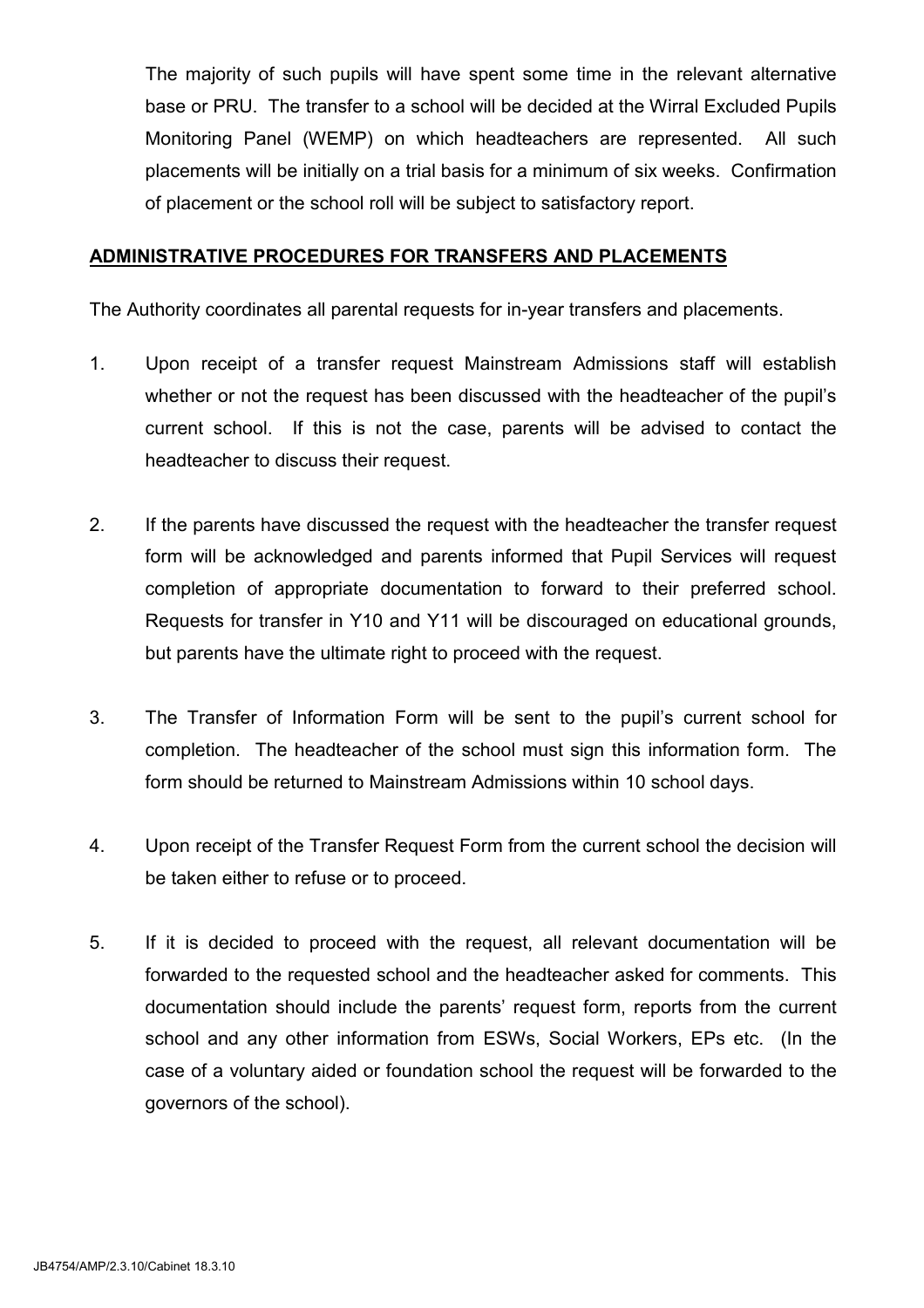The majority of such pupils will have spent some time in the relevant alternative base or PRU. The transfer to a school will be decided at the Wirral Excluded Pupils Monitoring Panel (WEMP) on which headteachers are represented. All such placements will be initially on a trial basis for a minimum of six weeks. Confirmation of placement or the school roll will be subject to satisfactory report.

## **ADMINISTRATIVE PROCEDURES FOR TRANSFERS AND PLACEMENTS**

The Authority coordinates all parental requests for in-year transfers and placements.

1. Upon receipt of a transfer request Mainstream Admissions staff will establish whether or not the request has been discussed with the headteacher of the pupil's current school. If this is not the case, parents will be advised to contact the headteacher to discuss their request.

2. If the parents have discussed the request with the headteacher the transfer request form will be acknowledged and parents informed that Pupil Services will request completion of appropriate documentation to forward to their preferred school. Requests for transfer in Y10 and Y11 will be discouraged on educational grounds, but parents have the ultimate right to proceed with the request.

3. The Transfer of Information Form will be sent to the pupil's current school for completion. The headteacher of the school must sign this information form. The form should be returned to Mainstream Admissions within 10 school days.

4. Upon receipt of the Transfer Request Form from the current school the decision will be taken either to refuse or to proceed.

5. If it is decided to proceed with the request, all relevant documentation will be forwarded to the requested school and the headteacher asked for comments. This documentation should include the parents' request form, reports from the current school and any other information from ESWs, Social Workers, EPs etc. (In the case of a voluntary aided or foundation school the request will be forwarded to the governors of the school).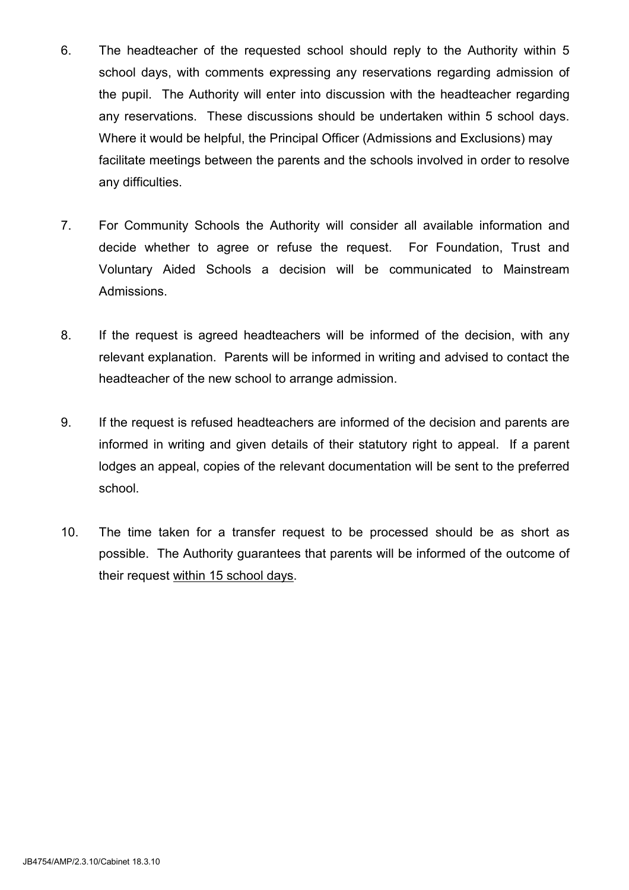6. The headteacher of the requested school should reply to the Authority within 5 school days, with comments expressing any reservations regarding admission of the pupil. The Authority will enter into discussion with the headteacher regarding any reservations. These discussions should be undertaken within 5 school days. Where it would be helpful, the Principal Officer (Admissions and Exclusions) may facilitate meetings between the parents and the schools involved in order to resolve any difficulties.

7. For Community Schools the Authority will consider all available information and decide whether to agree or refuse the request. For Foundation, Trust and Voluntary Aided Schools a decision will be communicated to Mainstream Admissions.

8. If the request is agreed headteachers will be informed of the decision, with any relevant explanation. Parents will be informed in writing and advised to contact the headteacher of the new school to arrange admission.

9. If the request is refused headteachers are informed of the decision and parents are informed in writing and given details of their statutory right to appeal. If a parent lodges an appeal, copies of the relevant documentation will be sent to the preferred school.

10. The time taken for a transfer request to be processed should be as short as possible. The Authority guarantees that parents will be informed of the outcome of their request <u>within 15 school days</u>.